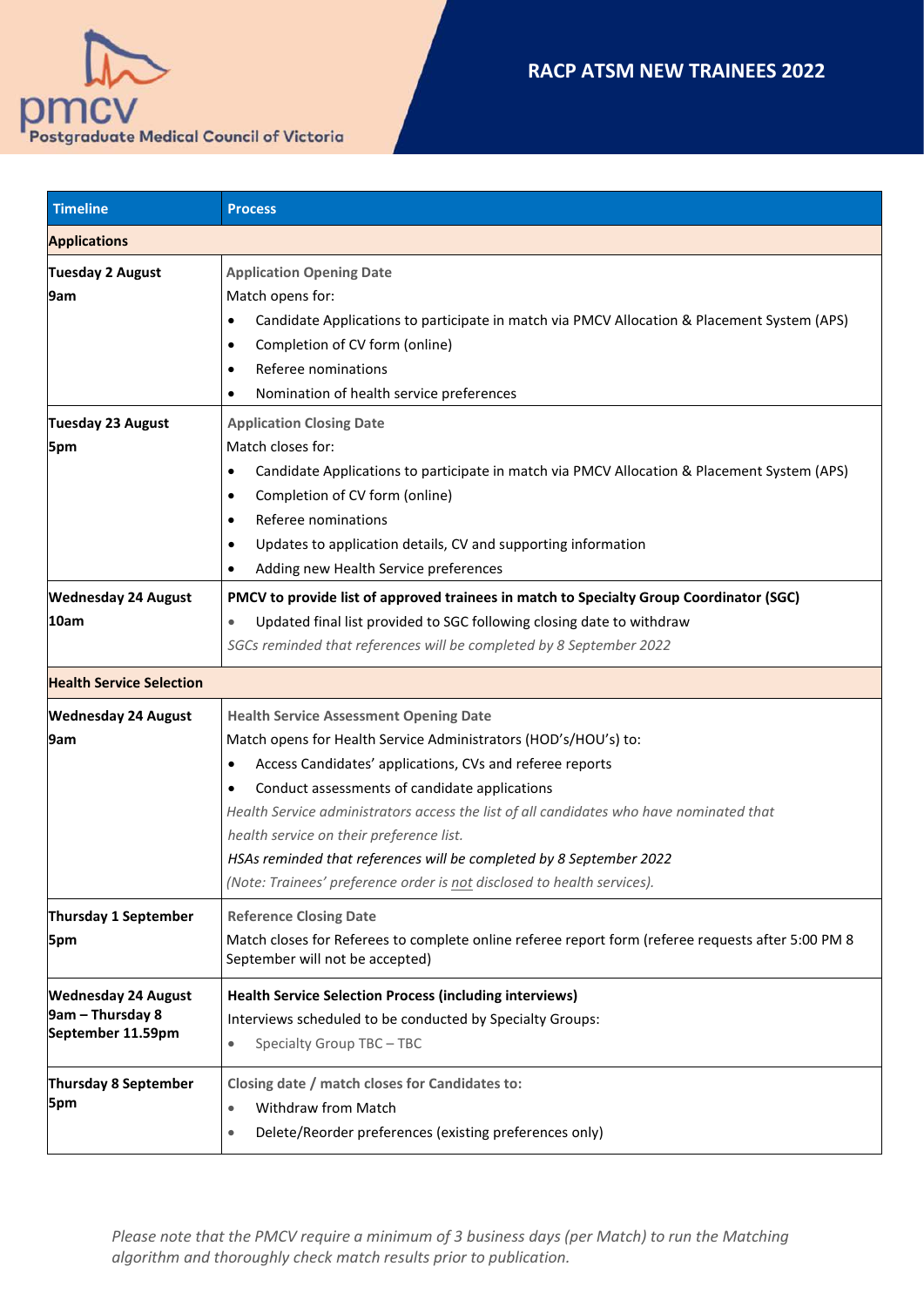Postgraduate Medical Council of Victoria

# RACP ATSM NEW TRAINEES 2022

| Timeline | Process |
|---|---|
| **Applications** | |
| **Tuesday 2 August 9am** | **Application Opening Date**<br>Match opens for:<br>• Candidate Applications to participate in match via PMCV Allocation & Placement System (APS)<br>• Completion of CV form (online)<br>• Referee nominations<br>• Nomination of health service preferences |
| **Tuesday 23 August 5pm** | **Application Closing Date**<br>Match closes for:<br>• Candidate Applications to participate in match via PMCV Allocation & Placement System (APS)<br>• Completion of CV form (online)<br>• Referee nominations<br>• Updates to application details, CV and supporting information<br>• Adding new Health Service preferences |
| **Wednesday 24 August 10am** | **PMCV to provide list of approved trainees in match to Specialty Group Coordinator (SGC)**<br>• Updated final list provided to SGC following closing date to withdraw<br>*SGCs reminded that references will be completed by 8 September 2022* |
| **Health Service Selection** | |
| **Wednesday 24 August 9am** | **Health Service Assessment Opening Date**<br>Match opens for Health Service Administrators (HOD's/HOU's) to:<br>• Access Candidates' applications, CVs and referee reports<br>• Conduct assessments of candidate applications<br>*Health Service administrators access the list of all candidates who have nominated that health service on their preference list.*<br>*HSAs reminded that references will be completed by 8 September 2022*<br>*(Note: Trainees' preference order is not disclosed to health services).* |
| **Thursday 1 September 5pm** | **Reference Closing Date**<br>Match closes for Referees to complete online referee report form (referee requests after 5:00 PM 8 September will not be accepted) |
| **Wednesday 24 August 9am – Thursday 8 September 11.59pm** | **Health Service Selection Process (including interviews)**<br>Interviews scheduled to be conducted by Specialty Groups:<br>• Specialty Group TBC – TBC |
| **Thursday 8 September 5pm** | **Closing date / match closes for Candidates to:**<br>• Withdraw from Match<br>• Delete/Reorder preferences (existing preferences only) |

*Please note that the PMCV require a minimum of 3 business days (per Match) to run the Matching algorithm and thoroughly check match results prior to publication.*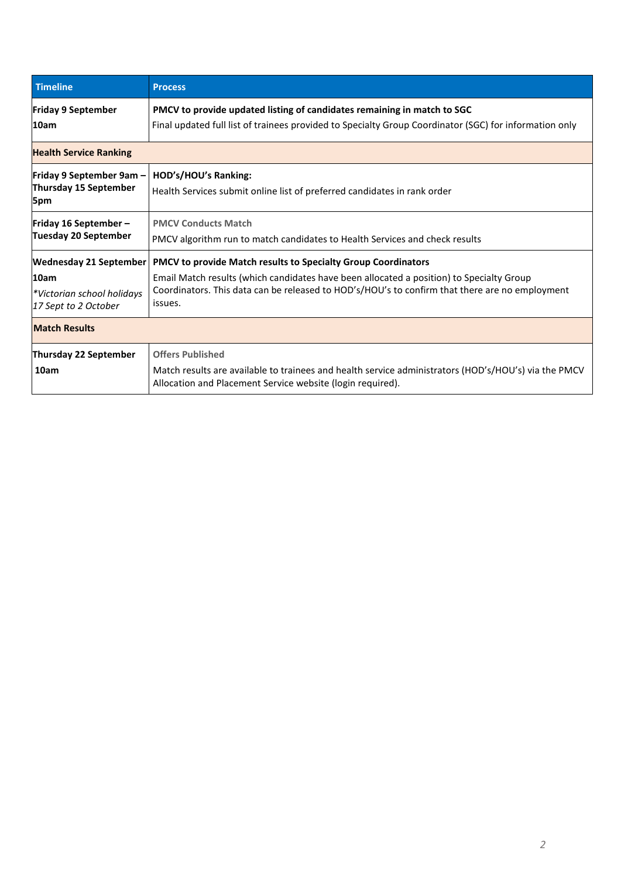| Timeline | Process |
|---|---|
| **Friday 9 September**<br>**10am** | **PMCV to provide updated listing of candidates remaining in match to SGC**<br>Final updated full list of trainees provided to Specialty Group Coordinator (SGC) for information only |
| **Health Service Ranking** | |
| **Friday 9 September 9am – Thursday 15 September 5pm** | **HOD's/HOU's Ranking:**<br>Health Services submit online list of preferred candidates in rank order |
| **Friday 16 September – Tuesday 20 September** | **PMCV Conducts Match**<br>PMCV algorithm run to match candidates to Health Services and check results |
| **Wednesday 21 September**<br>**10am**<br>*\*Victorian school holidays 17 Sept to 2 October* | **PMCV to provide Match results to Specialty Group Coordinators**<br>Email Match results (which candidates have been allocated a position) to Specialty Group Coordinators. This data can be released to HOD's/HOU's to confirm that there are no employment issues. |
| **Match Results** | |
| **Thursday 22 September**<br>**10am** | **Offers Published**<br>Match results are available to trainees and health service administrators (HOD's/HOU's) via the PMCV Allocation and Placement Service website (login required). |